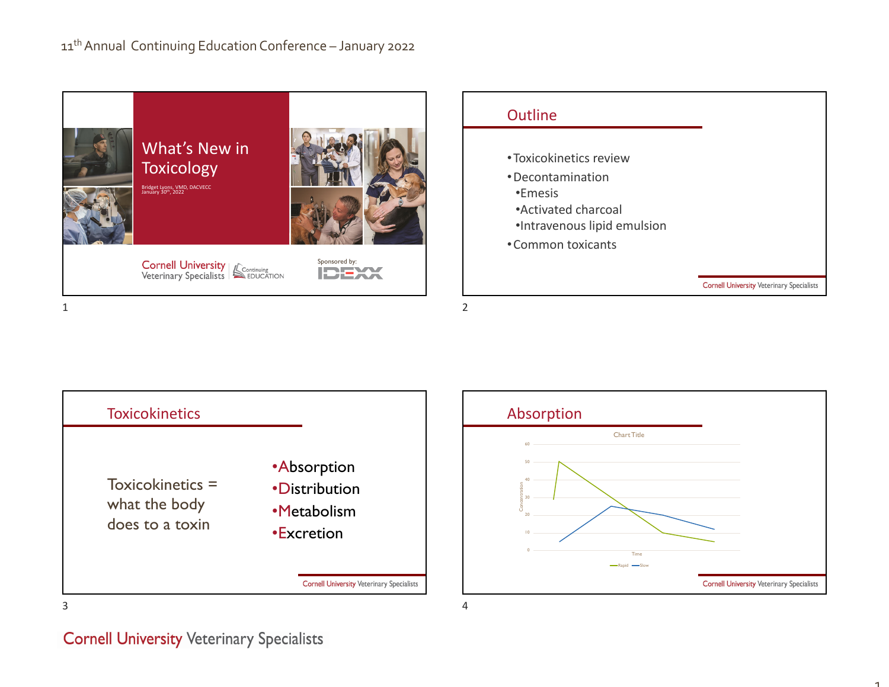## What's New in Toxicology

Bridget Lyons, VMD, DACVECC
January 30th, 2022

Cornell University Veterinary Specialists | Continuing EDUCATION

Sponsored by: IDEXX

## Outline

- Toxicokinetics review
- Decontamination
  - Emesis
  - Activated charcoal
  - Intravenous lipid emulsion
- Common toxicants

## Toxicokinetics

Toxicokinetics = what the body does to a toxin

- Absorption
- Distribution
- Metabolism
- Excretion

## Absorption

Chart Title

Concentration (0–60) vs. Time

Legend: Rapid, Slow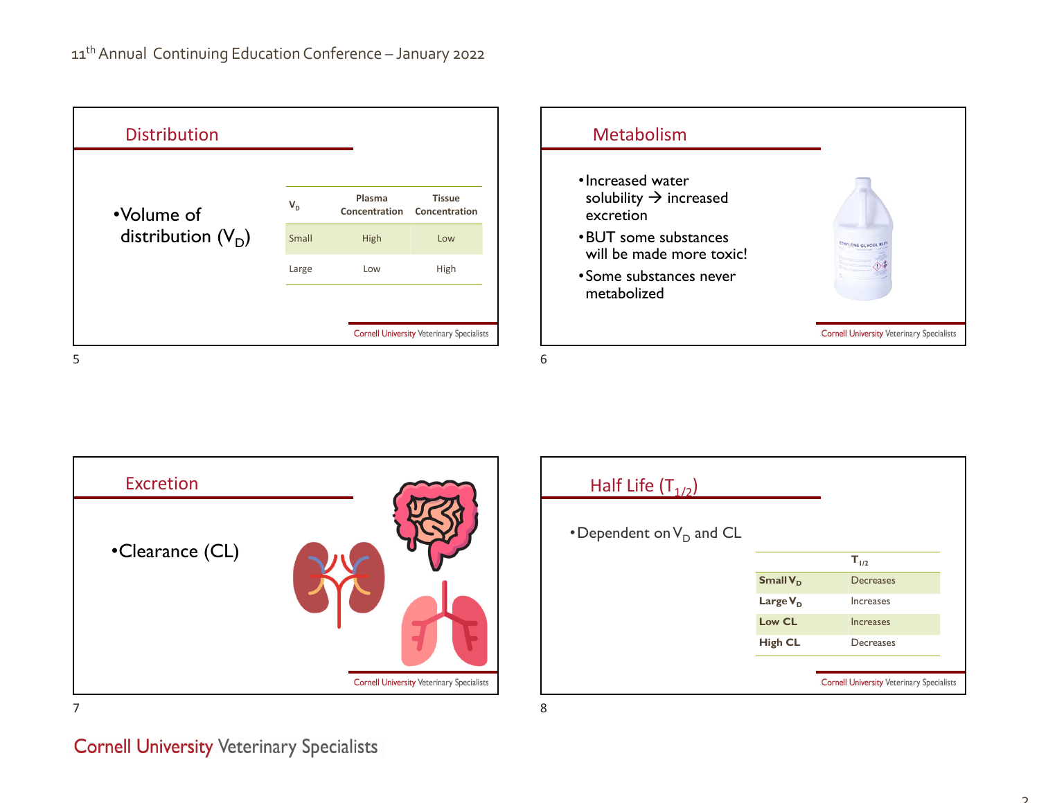## Distribution

- Volume of distribution ($V_D$)

| $V_D$ | Plasma Concentration | Tissue Concentration |
|---|---|---|
| Small | High | Low |
| Large | Low | High |

Cornell University Veterinary Specialists

## Metabolism

- Increased water solubility → increased excretion
- BUT some substances will be made more toxic!
- Some substances never metabolized

Cornell University Veterinary Specialists

## Excretion

- Clearance (CL)

Cornell University Veterinary Specialists

## Half Life ($T_{1/2}$)

- Dependent on $V_D$ and CL

| | $T_{1/2}$ |
|---|---|
| **Small $V_D$** | Decreases |
| **Large $V_D$** | Increases |
| **Low CL** | Increases |
| **High CL** | Decreases |

Cornell University Veterinary Specialists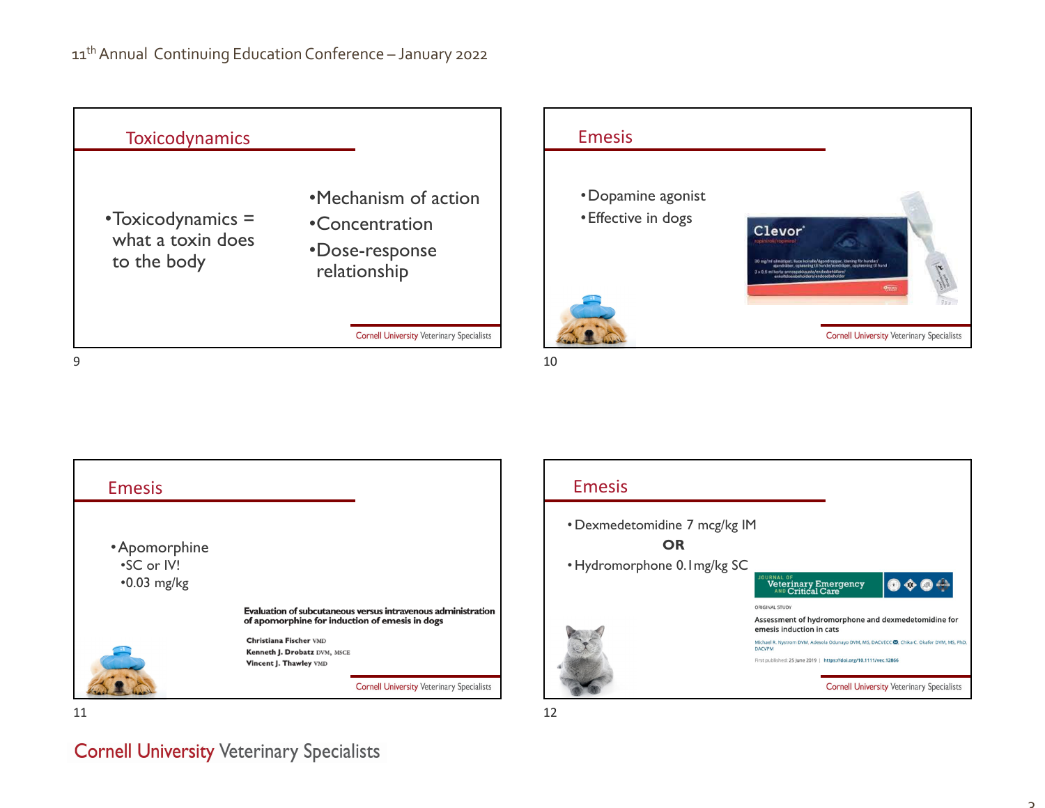## Toxicodynamics

- Toxicodynamics = what a toxin does to the body

- Mechanism of action
- Concentration
- Dose-response relationship

## Emesis

- Dopamine agonist
- Effective in dogs

Clevor®

ropinirol/ropinirole

30 mg/ml silmätipat, liuos koirille/ögondroppar, lösning för hundar/øjendråber, opløsning til hunde/øyedråper, oppløsning til hund

3 x 0,5 ml kerta-annospakkausta/endosbehållare/enkeltdosisbeholdere/endosebeholder

## Emesis

- Apomorphine
  - SC or IV!
  - 0.03 mg/kg

**Evaluation of subcutaneous versus intravenous administration of apomorphine for induction of emesis in dogs**

Christiana Fischer VMD
Kenneth J. Drobatz DVM, MSCE
Vincent J. Thawley VMD

## Emesis

- Dexmedetomidine 7 mcg/kg IM

**OR**

- Hydromorphone 0.1mg/kg SC

Journal of Veterinary Emergency and Critical Care

ORIGINAL STUDY

Assessment of hydromorphone and dexmedetomidine for emesis induction in cats

Michael R. Nystrom DVM, Adesola Odunayo DVM, MS, DACVECC, Chika C. Okafor DVM, MS, PhD, DACVPM

First published: 25 June 2019 | https://doi.org/10.1111/vec.12866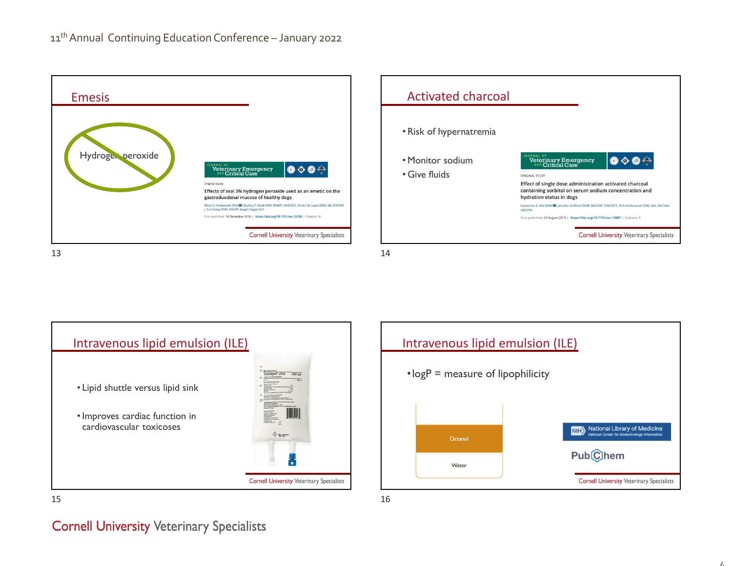## Emesis

Hydrogen peroxide

JOURNAL OF Veterinary Emergency AND Critical Care

Original Study

Effects of oral 3% hydrogen peroxide used as an emetic on the gastroduodenal mucosa of healthy dogs

Alicia H. Niedzwecki DVM, Bradley P. Book DVM, DABVP, DACVECC, Kristin M. Lewis DVM, MS, DACVIM, J. Scot Estep DVM, DACVP, Joseph Hagan ScD

First published: 14 December 2016 | https://doi.org/10.1111/vec.12558 | Citations: 8

## Activated charcoal

- Risk of hypernatremia
- Monitor sodium
- Give fluids

JOURNAL OF Veterinary Emergency AND Critical Care

ORIGINAL STUDY

Effect of single dose administration activated charcoal containing sorbitol on serum sodium concentration and hydration status in dogs

Katherine A. Mix DVM, Jennifer Stafford DVM, DACVIM, DACVECC, Erik Hofmeister DVM, MA, DACVAA, DECVAA

First published: 29 August 2019 | https://doi.org/10.1111/vec.12887 | Citations: 1

## Intravenous lipid emulsion (ILE)

- Lipid shuttle versus lipid sink
- Improves cardiac function in cardiovascular toxicoses

## Intravenous lipid emulsion (ILE)

- logP = measure of lipophilicity

Octanol

Water

National Library of Medicine — National Center for Biotechnology Information

PubChem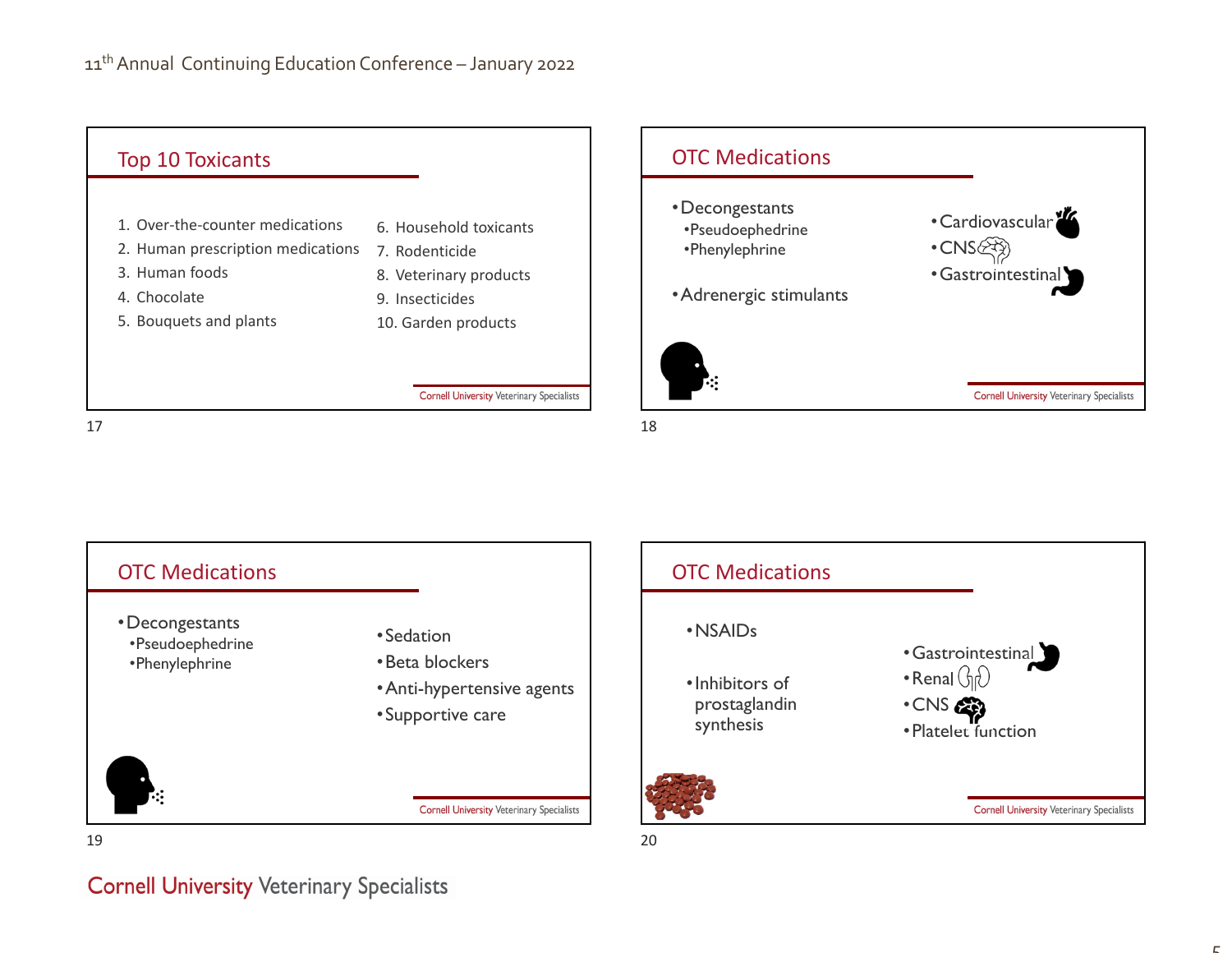## Top 10 Toxicants

1. Over-the-counter medications
2. Human prescription medications
3. Human foods
4. Chocolate
5. Bouquets and plants
6. Household toxicants
7. Rodenticide
8. Veterinary products
9. Insecticides
10. Garden products

## OTC Medications

- Decongestants
  - Pseudoephedrine
  - Phenylephrine
- Adrenergic stimulants

- Cardiovascular
- CNS
- Gastrointestinal

## OTC Medications

- Decongestants
  - Pseudoephedrine
  - Phenylephrine

- Sedation
- Beta blockers
- Anti-hypertensive agents
- Supportive care

## OTC Medications

- NSAIDs
- Inhibitors of prostaglandin synthesis

- Gastrointestinal
- Renal
- CNS
- Platelet function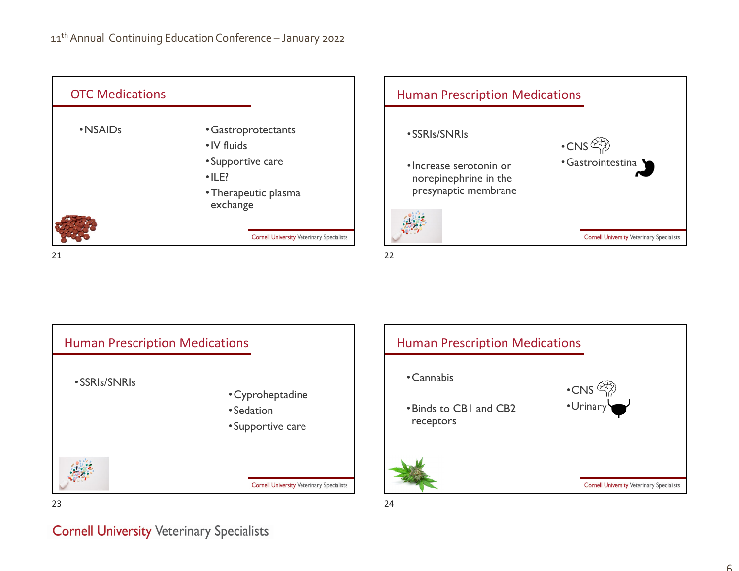## OTC Medications

- NSAIDs
- Gastroprotectants
- IV fluids
- Supportive care
- ILE?
- Therapeutic plasma exchange

Cornell University Veterinary Specialists

## Human Prescription Medications

- SSRIs/SNRIs
- Increase serotonin or norepinephrine in the presynaptic membrane
- CNS
- Gastrointestinal

Cornell University Veterinary Specialists

## Human Prescription Medications

- SSRIs/SNRIs
- Cyproheptadine
- Sedation
- Supportive care

Cornell University Veterinary Specialists

## Human Prescription Medications

- Cannabis
- Binds to CB1 and CB2 receptors
- CNS
- Urinary

Cornell University Veterinary Specialists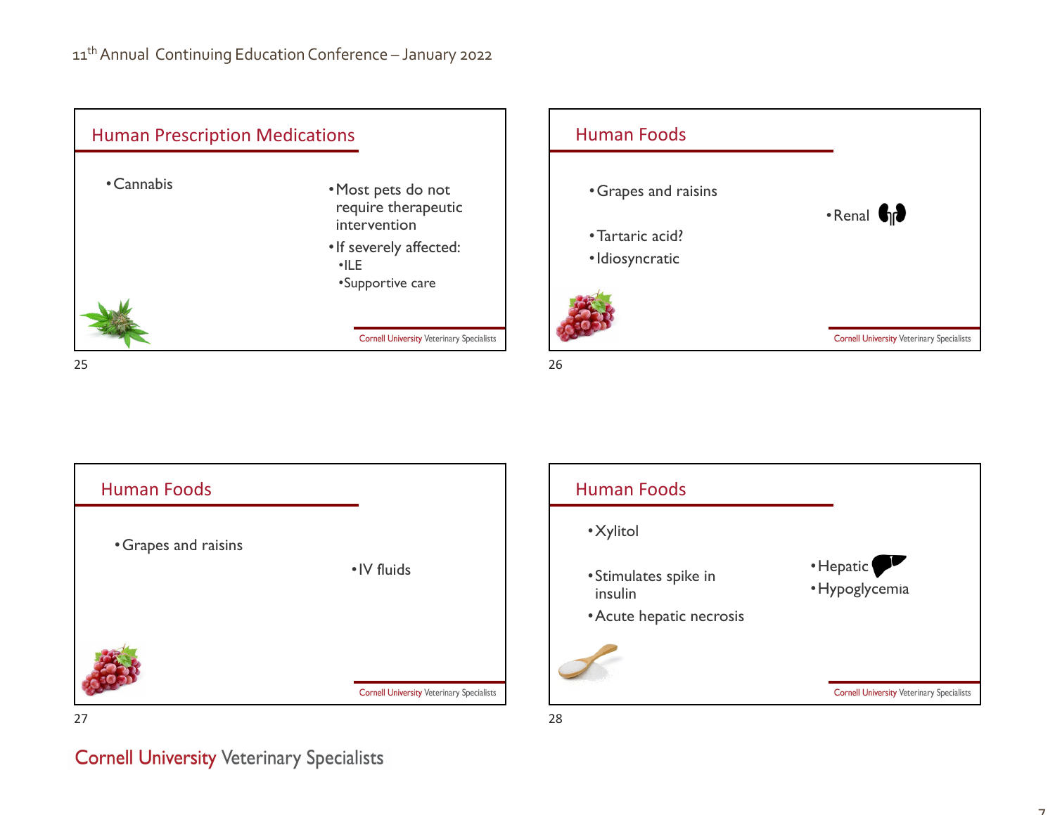## Human Prescription Medications

- Cannabis

- Most pets do not require therapeutic intervention
- If severely affected:
  - ILE
  - Supportive care

## Human Foods

- Grapes and raisins
- Tartaric acid?
- Idiosyncratic

- Renal

## Human Foods

- Grapes and raisins

- IV fluids

## Human Foods

- Xylitol
- Stimulates spike in insulin
- Acute hepatic necrosis

- Hepatic
- Hypoglycemia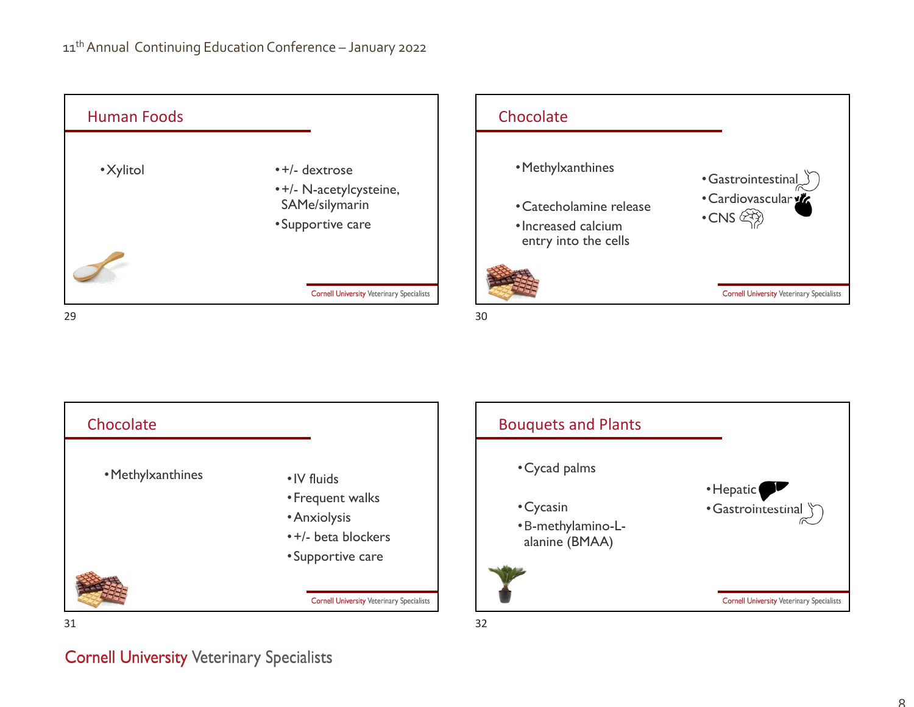## Human Foods

- Xylitol

- +/- dextrose
- +/- N-acetylcysteine, SAMe/silymarin
- Supportive care

## Chocolate

- Methylxanthines

- Catecholamine release
- Increased calcium entry into the cells

- Gastrointestinal
- Cardiovascular
- CNS

## Chocolate

- Methylxanthines

- IV fluids
- Frequent walks
- Anxiolysis
- +/- beta blockers
- Supportive care

## Bouquets and Plants

- Cycad palms

- Cycasin
- B-methylamino-L-alanine (BMAA)

- Hepatic
- Gastrointestinal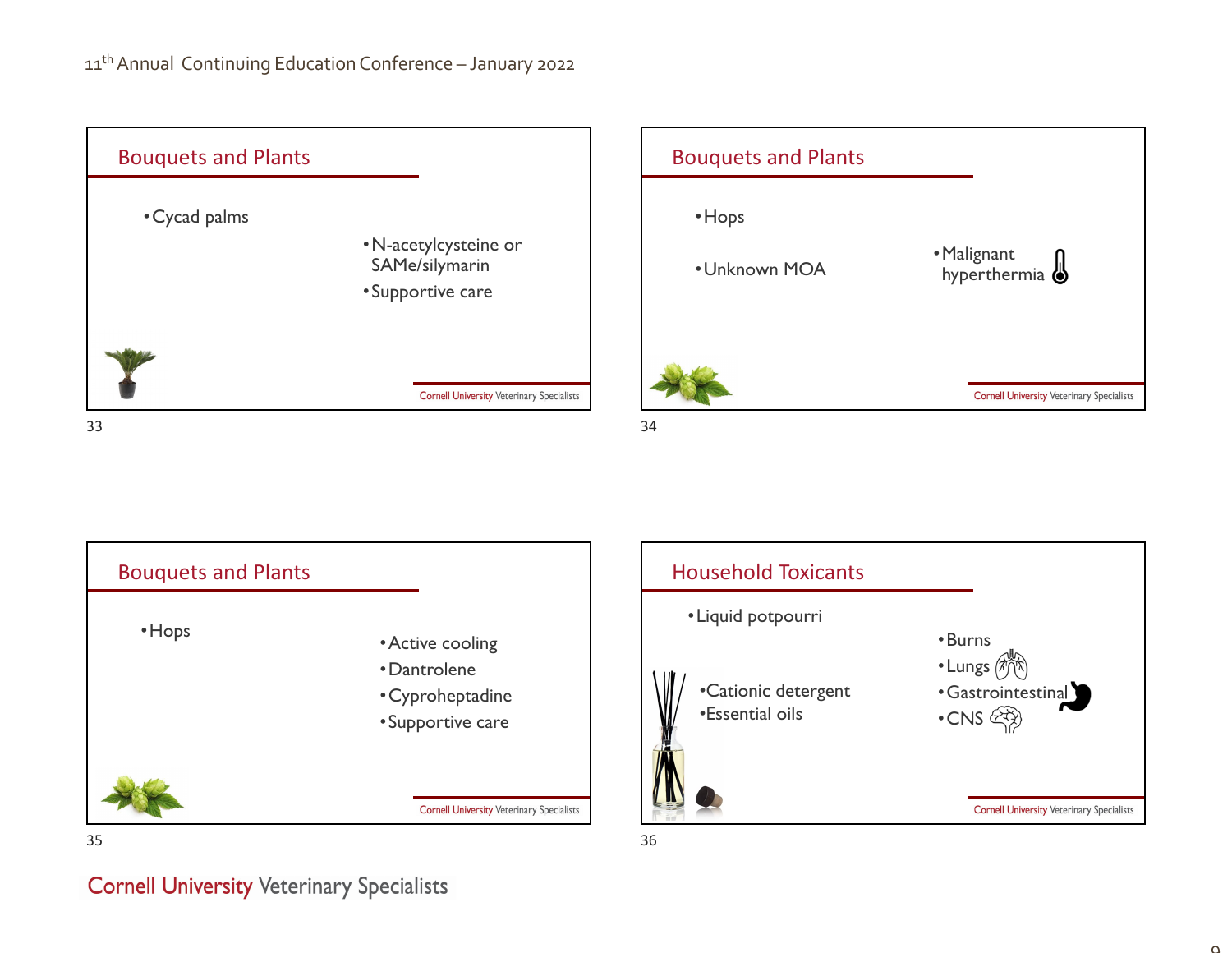## Bouquets and Plants

- Cycad palms

- N-acetylcysteine or SAMe/silymarin
- Supportive care

## Bouquets and Plants

- Hops
- Unknown MOA

- Malignant hyperthermia

## Bouquets and Plants

- Hops

- Active cooling
- Dantrolene
- Cyproheptadine
- Supportive care

## Household Toxicants

- Liquid potpourri
  - Cationic detergent
  - Essential oils

- Burns
- Lungs
- Gastrointestinal
- CNS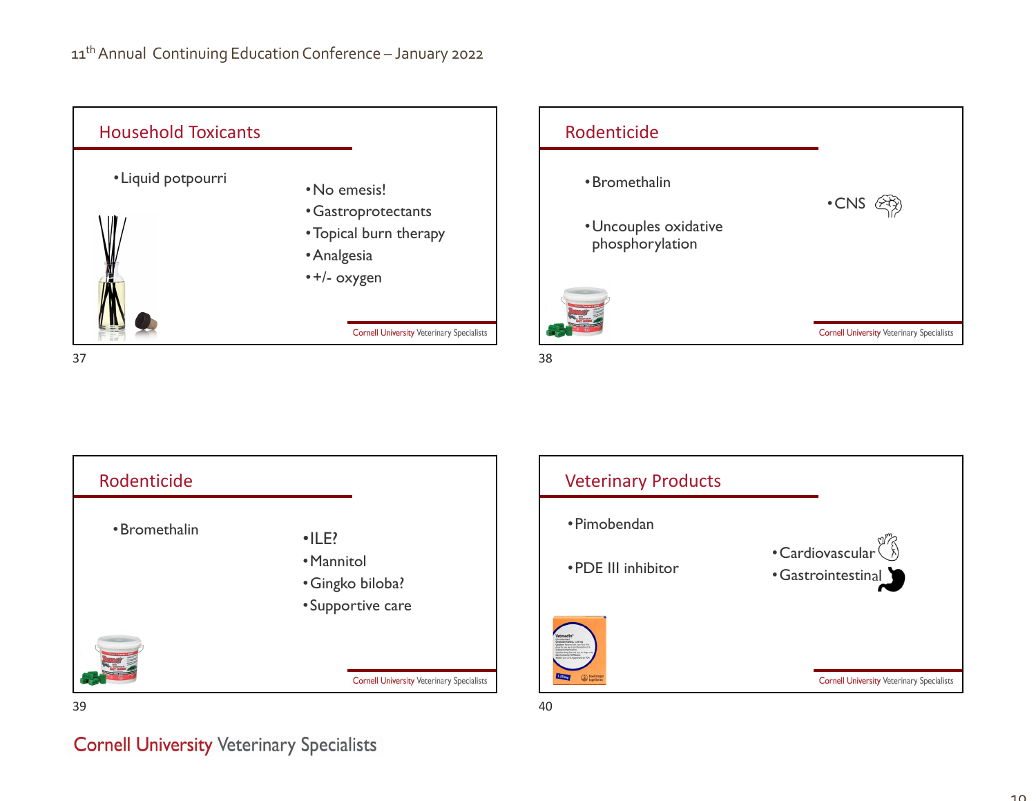## Household Toxicants

- Liquid potpourri

- No emesis!
- Gastroprotectants
- Topical burn therapy
- Analgesia
- +/- oxygen

## Rodenticide

- Bromethalin
- Uncouples oxidative phosphorylation

- CNS

## Rodenticide

- Bromethalin

- ILE?
- Mannitol
- Gingko biloba?
- Supportive care

## Veterinary Products

- Pimobendan
- PDE III inhibitor

- Cardiovascular
- Gastrointestinal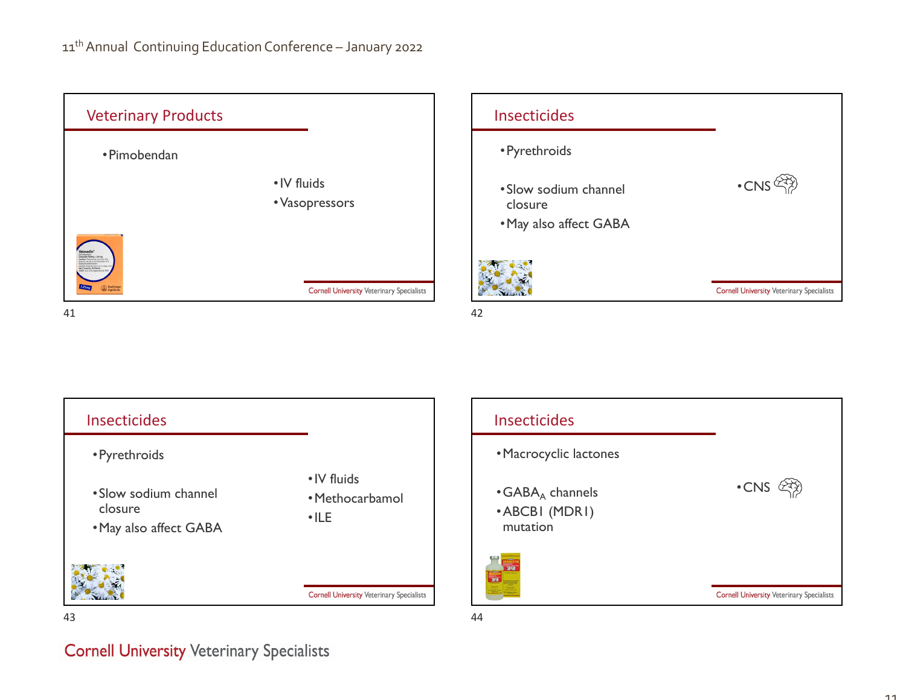## Veterinary Products

- Pimobendan

- IV fluids
- Vasopressors

## Insecticides

- Pyrethroids

- Slow sodium channel closure
- May also affect GABA

- CNS

## Insecticides

- Pyrethroids

- Slow sodium channel closure
- May also affect GABA

- IV fluids
- Methocarbamol
- ILE

## Insecticides

- Macrocyclic lactones

- $GABA_A$ channels
- ABCB1 (MDR1) mutation

- CNS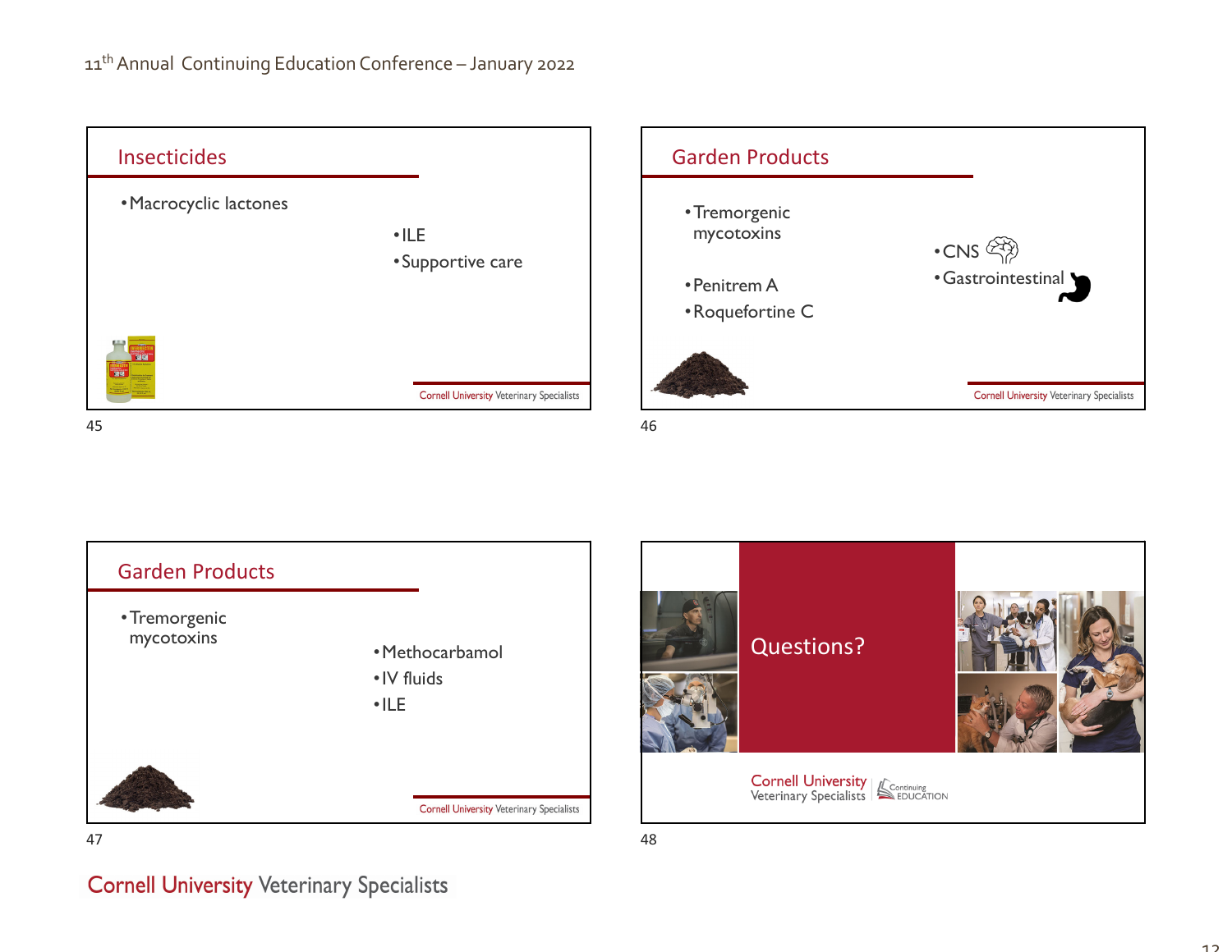## Insecticides

- Macrocyclic lactones
  - ILE
  - Supportive care

## Garden Products

- Tremorgenic mycotoxins
- Penitrem A
- Roquefortine C
  - CNS
  - Gastrointestinal

## Garden Products

- Tremorgenic mycotoxins
  - Methocarbamol
  - IV fluids
  - ILE

## Questions?